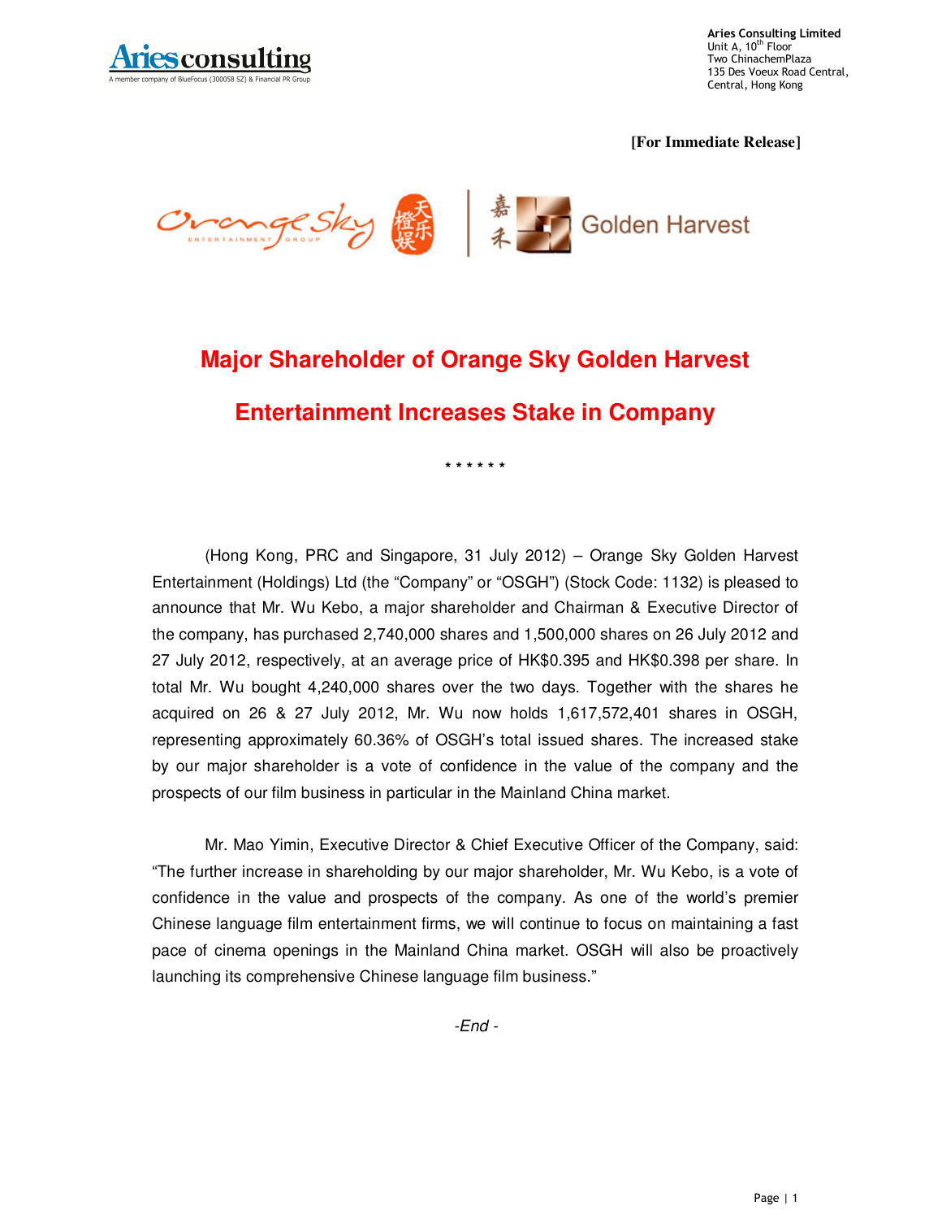Aries Consulting Limited
Unit A, 10th Floor
Two ChinachemPlaza
135 Des Voeux Road Central,
Central, Hong Kong

**[For Immediate Release]**

# Major Shareholder of Orange Sky Golden Harvest Entertainment Increases Stake in Company

\* \* \* \* \* \*

(Hong Kong, PRC and Singapore, 31 July 2012) – Orange Sky Golden Harvest Entertainment (Holdings) Ltd (the "Company" or "OSGH") (Stock Code: 1132) is pleased to announce that Mr. Wu Kebo, a major shareholder and Chairman & Executive Director of the company, has purchased 2,740,000 shares and 1,500,000 shares on 26 July 2012 and 27 July 2012, respectively, at an average price of HK$0.395 and HK$0.398 per share. In total Mr. Wu bought 4,240,000 shares over the two days. Together with the shares he acquired on 26 & 27 July 2012, Mr. Wu now holds 1,617,572,401 shares in OSGH, representing approximately 60.36% of OSGH's total issued shares. The increased stake by our major shareholder is a vote of confidence in the value of the company and the prospects of our film business in particular in the Mainland China market.

Mr. Mao Yimin, Executive Director & Chief Executive Officer of the Company, said: "The further increase in shareholding by our major shareholder, Mr. Wu Kebo, is a vote of confidence in the value and prospects of the company. As one of the world's premier Chinese language film entertainment firms, we will continue to focus on maintaining a fast pace of cinema openings in the Mainland China market. OSGH will also be proactively launching its comprehensive Chinese language film business."

*-End -*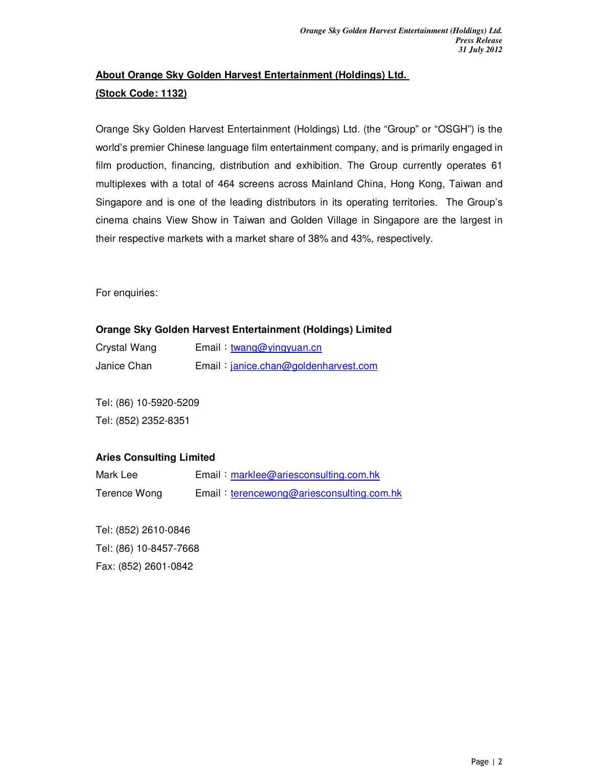## About Orange Sky Golden Harvest Entertainment (Holdings) Ltd. (Stock Code: 1132)

Orange Sky Golden Harvest Entertainment (Holdings) Ltd. (the "Group" or "OSGH") is the world's premier Chinese language film entertainment company, and is primarily engaged in film production, financing, distribution and exhibition. The Group currently operates 61 multiplexes with a total of 464 screens across Mainland China, Hong Kong, Taiwan and Singapore and is one of the leading distributors in its operating territories. The Group's cinema chains View Show in Taiwan and Golden Village in Singapore are the largest in their respective markets with a market share of 38% and 43%, respectively.

For enquiries:

**Orange Sky Golden Harvest Entertainment (Holdings) Limited**

Crystal Wang Email：twang@yingyuan.cn

Janice Chan Email：janice.chan@goldenharvest.com

Tel: (86) 10-5920-5209

Tel: (852) 2352-8351

**Aries Consulting Limited**

Mark Lee Email：marklee@ariesconsulting.com.hk

Terence Wong Email：terencewong@ariesconsulting.com.hk

Tel: (852) 2610-0846

Tel: (86) 10-8457-7668

Fax: (852) 2601-0842